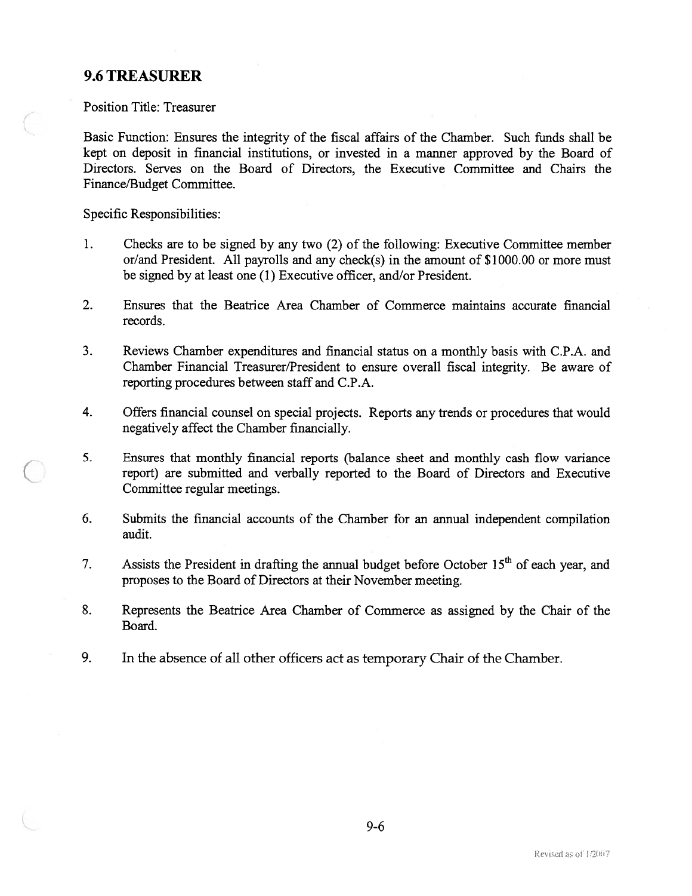## 9.6 TREASURER

Position Title: Treasurer

Basic Function: Ensures the integrity of the fiscal affairs of the Chamber. Such funds shall be kept on deposit in financial institutions, or invested in a manner approved by the Board of Directors. Serves on the Board of Directors, the Executive Committee and Chairs the Finance/Budget Committee.

Specific Responsibilities:

1. Checks are to be signed by any two (2) of the following: Executive Committee member or/and President. All payrolls and any check(s) in the amount of $1000.00 or more must be signed by at least one (1) Executive officer, and/or President.

2. Ensures that the Beatrice Area Chamber of Commerce maintains accurate financial records.

3. Reviews Chamber expenditures and financial status on a monthly basis with C.P.A. and Chamber Financial Treasurer/President to ensure overall fiscal integrity. Be aware of reporting procedures between staff and C.P.A.

4. Offers financial counsel on special projects. Reports any trends or procedures that would negatively affect the Chamber financially.

5. Ensures that monthly financial reports (balance sheet and monthly cash flow variance report) are submitted and verbally reported to the Board of Directors and Executive Committee regular meetings.

6. Submits the financial accounts of the Chamber for an annual independent compilation audit.

7. Assists the President in drafting the annual budget before October 15th of each year, and proposes to the Board of Directors at their November meeting.

8. Represents the Beatrice Area Chamber of Commerce as assigned by the Chair of the Board.

9. In the absence of all other officers act as temporary Chair of the Chamber.

Revised as of 1/2007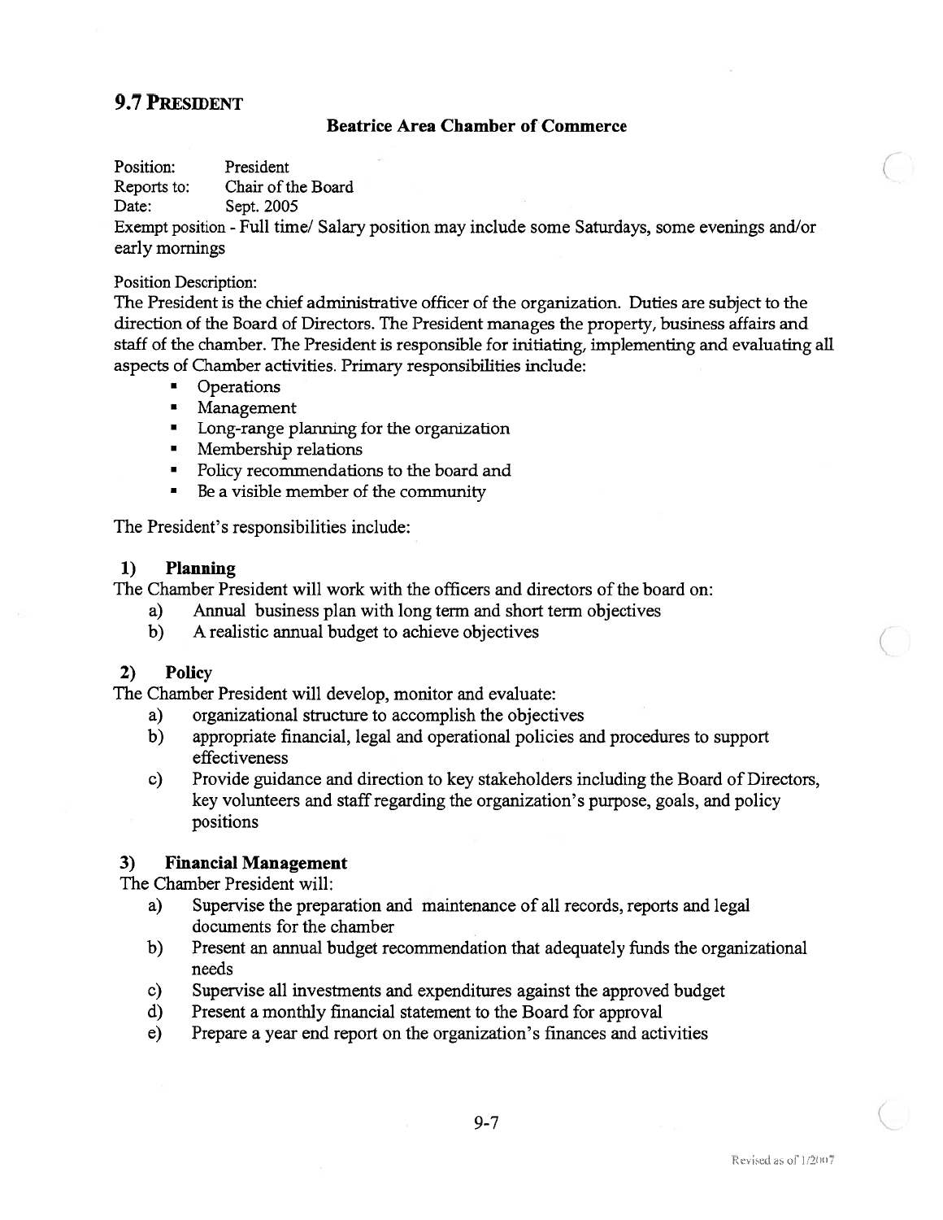## 9.7 President

### Beatrice Area Chamber of Commerce

Position: President
Reports to: Chair of the Board
Date: Sept. 2005
Exempt position - Full time/ Salary position may include some Saturdays, some evenings and/or early mornings

Position Description:
The President is the chief administrative officer of the organization. Duties are subject to the direction of the Board of Directors. The President manages the property, business affairs and staff of the chamber. The President is responsible for initiating, implementing and evaluating all aspects of Chamber activities. Primary responsibilities include:

- Operations
- Management
- Long-range planning for the organization
- Membership relations
- Policy recommendations to the board and
- Be a visible member of the community

The President's responsibilities include:

**1) Planning**

The Chamber President will work with the officers and directors of the board on:

a) Annual business plan with long term and short term objectives
b) A realistic annual budget to achieve objectives

**2) Policy**

The Chamber President will develop, monitor and evaluate:

a) organizational structure to accomplish the objectives
b) appropriate financial, legal and operational policies and procedures to support effectiveness
c) Provide guidance and direction to key stakeholders including the Board of Directors, key volunteers and staff regarding the organization's purpose, goals, and policy positions

**3) Financial Management**

The Chamber President will:

a) Supervise the preparation and maintenance of all records, reports and legal documents for the chamber
b) Present an annual budget recommendation that adequately funds the organizational needs
c) Supervise all investments and expenditures against the approved budget
d) Present a monthly financial statement to the Board for approval
e) Prepare a year end report on the organization's finances and activities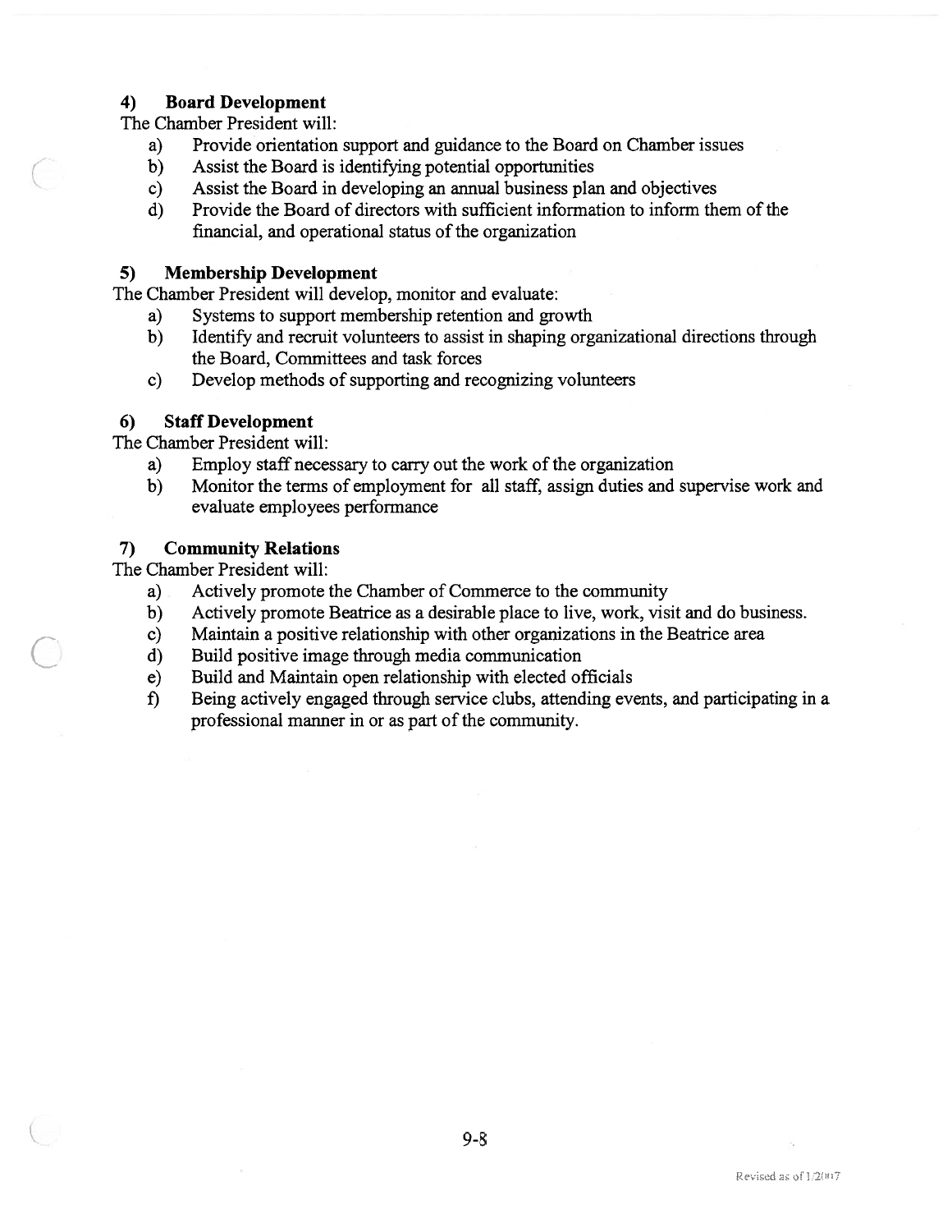### 4) Board Development

The Chamber President will:

a) Provide orientation support and guidance to the Board on Chamber issues
b) Assist the Board is identifying potential opportunities
c) Assist the Board in developing an annual business plan and objectives
d) Provide the Board of directors with sufficient information to inform them of the financial, and operational status of the organization

### 5) Membership Development

The Chamber President will develop, monitor and evaluate:

a) Systems to support membership retention and growth
b) Identify and recruit volunteers to assist in shaping organizational directions through the Board, Committees and task forces
c) Develop methods of supporting and recognizing volunteers

### 6) Staff Development

The Chamber President will:

a) Employ staff necessary to carry out the work of the organization
b) Monitor the terms of employment for all staff, assign duties and supervise work and evaluate employees performance

### 7) Community Relations

The Chamber President will:

a) Actively promote the Chamber of Commerce to the community
b) Actively promote Beatrice as a desirable place to live, work, visit and do business.
c) Maintain a positive relationship with other organizations in the Beatrice area
d) Build positive image through media communication
e) Build and Maintain open relationship with elected officials
f) Being actively engaged through service clubs, attending events, and participating in a professional manner in or as part of the community.

Revised as of 1/2007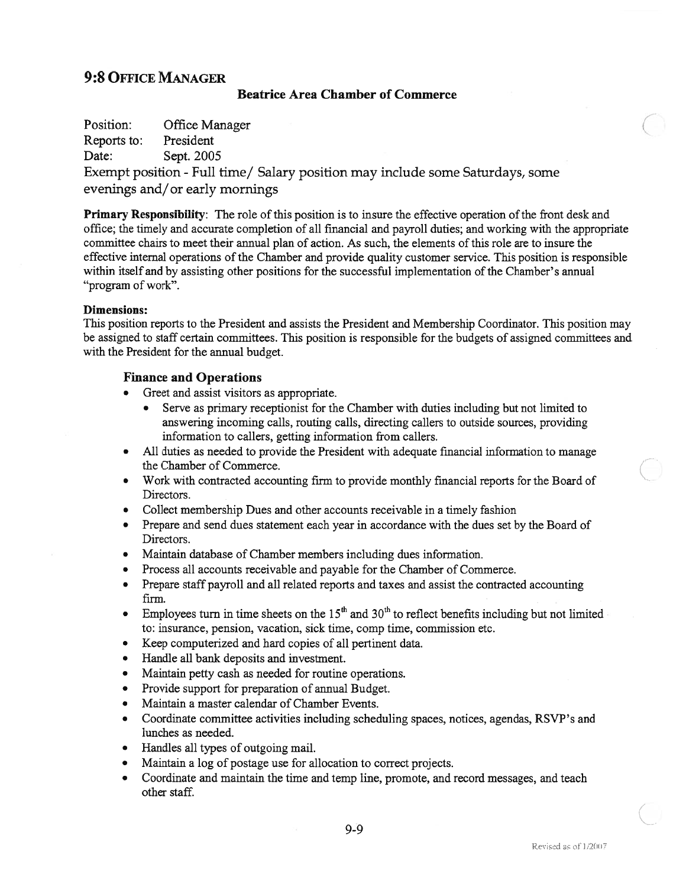## 9:8 Office Manager

**Beatrice Area Chamber of Commerce**

Position: Office Manager
Reports to: President
Date: Sept. 2005

Exempt position - Full time/ Salary position may include some Saturdays, some evenings and/or early mornings

**Primary Responsibility**: The role of this position is to insure the effective operation of the front desk and office; the timely and accurate completion of all financial and payroll duties; and working with the appropriate committee chairs to meet their annual plan of action. As such, the elements of this role are to insure the effective internal operations of the Chamber and provide quality customer service. This position is responsible within itself and by assisting other positions for the successful implementation of the Chamber's annual "program of work".

**Dimensions:**
This position reports to the President and assists the President and Membership Coordinator. This position may be assigned to staff certain committees. This position is responsible for the budgets of assigned committees and with the President for the annual budget.

### Finance and Operations

- Greet and assist visitors as appropriate.
  - Serve as primary receptionist for the Chamber with duties including but not limited to answering incoming calls, routing calls, directing callers to outside sources, providing information to callers, getting information from callers.
- All duties as needed to provide the President with adequate financial information to manage the Chamber of Commerce.
- Work with contracted accounting firm to provide monthly financial reports for the Board of Directors.
- Collect membership Dues and other accounts receivable in a timely fashion
- Prepare and send dues statement each year in accordance with the dues set by the Board of Directors.
- Maintain database of Chamber members including dues information.
- Process all accounts receivable and payable for the Chamber of Commerce.
- Prepare staff payroll and all related reports and taxes and assist the contracted accounting firm.
- Employees turn in time sheets on the 15th and 30th to reflect benefits including but not limited to: insurance, pension, vacation, sick time, comp time, commission etc.
- Keep computerized and hard copies of all pertinent data.
- Handle all bank deposits and investment.
- Maintain petty cash as needed for routine operations.
- Provide support for preparation of annual Budget.
- Maintain a master calendar of Chamber Events.
- Coordinate committee activities including scheduling spaces, notices, agendas, RSVP's and lunches as needed.
- Handles all types of outgoing mail.
- Maintain a log of postage use for allocation to correct projects.
- Coordinate and maintain the time and temp line, promote, and record messages, and teach other staff.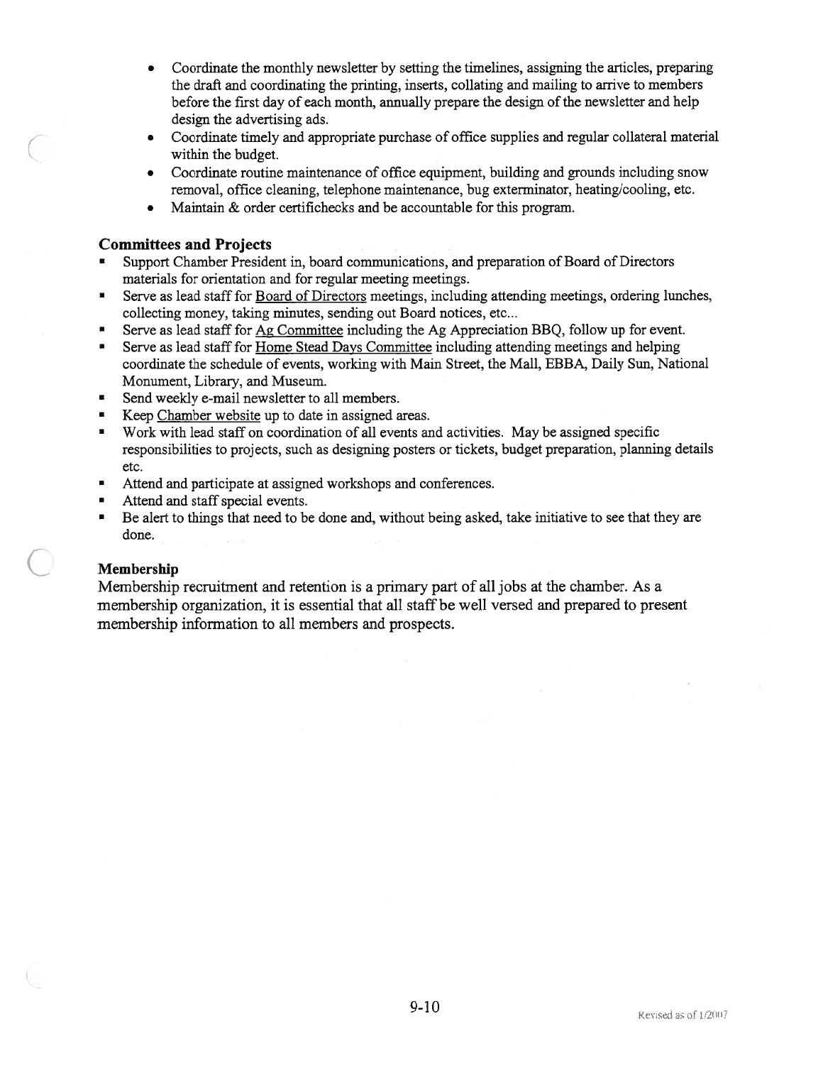- Coordinate the monthly newsletter by setting the timelines, assigning the articles, preparing the draft and coordinating the printing, inserts, collating and mailing to arrive to members before the first day of each month, annually prepare the design of the newsletter and help design the advertising ads.
- Coordinate timely and appropriate purchase of office supplies and regular collateral material within the budget.
- Coordinate routine maintenance of office equipment, building and grounds including snow removal, office cleaning, telephone maintenance, bug exterminator, heating/cooling, etc.
- Maintain & order certifichecks and be accountable for this program.

### Committees and Projects

- Support Chamber President in, board communications, and preparation of Board of Directors materials for orientation and for regular meeting meetings.
- Serve as lead staff for Board of Directors meetings, including attending meetings, ordering lunches, collecting money, taking minutes, sending out Board notices, etc...
- Serve as lead staff for Ag Committee including the Ag Appreciation BBQ, follow up for event.
- Serve as lead staff for Home Stead Days Committee including attending meetings and helping coordinate the schedule of events, working with Main Street, the Mall, EBBA, Daily Sun, National Monument, Library, and Museum.
- Send weekly e-mail newsletter to all members.
- Keep Chamber website up to date in assigned areas.
- Work with lead staff on coordination of all events and activities. May be assigned specific responsibilities to projects, such as designing posters or tickets, budget preparation, planning details etc.
- Attend and participate at assigned workshops and conferences.
- Attend and staff special events.
- Be alert to things that need to be done and, without being asked, take initiative to see that they are done.

### Membership

Membership recruitment and retention is a primary part of all jobs at the chamber. As a membership organization, it is essential that all staff be well versed and prepared to present membership information to all members and prospects.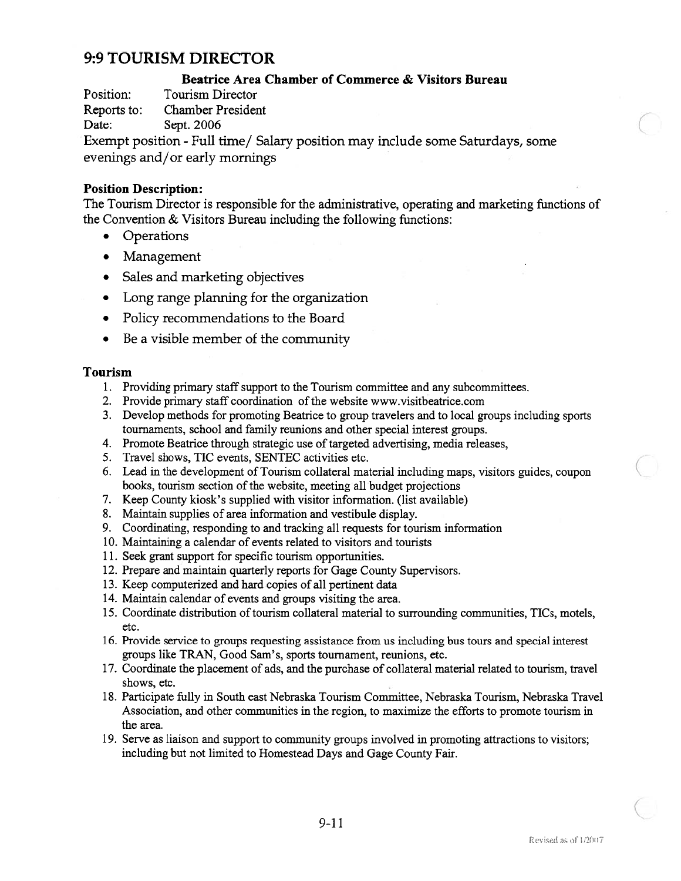# 9:9 TOURISM DIRECTOR

**Beatrice Area Chamber of Commerce & Visitors Bureau**

Position: Tourism Director
Reports to: Chamber President
Date: Sept. 2006

Exempt position - Full time/ Salary position may include some Saturdays, some evenings and/or early mornings

**Position Description:**

The Tourism Director is responsible for the administrative, operating and marketing functions of the Convention & Visitors Bureau including the following functions:

- Operations
- Management
- Sales and marketing objectives
- Long range planning for the organization
- Policy recommendations to the Board
- Be a visible member of the community

**Tourism**

1. Providing primary staff support to the Tourism committee and any subcommittees.
2. Provide primary staff coordination of the website www.visitbeatrice.com
3. Develop methods for promoting Beatrice to group travelers and to local groups including sports tournaments, school and family reunions and other special interest groups.
4. Promote Beatrice through strategic use of targeted advertising, media releases,
5. Travel shows, TIC events, SENTEC activities etc.
6. Lead in the development of Tourism collateral material including maps, visitors guides, coupon books, tourism section of the website, meeting all budget projections
7. Keep County kiosk's supplied with visitor information. (list available)
8. Maintain supplies of area information and vestibule display.
9. Coordinating, responding to and tracking all requests for tourism information
10. Maintaining a calendar of events related to visitors and tourists
11. Seek grant support for specific tourism opportunities.
12. Prepare and maintain quarterly reports for Gage County Supervisors.
13. Keep computerized and hard copies of all pertinent data
14. Maintain calendar of events and groups visiting the area.
15. Coordinate distribution of tourism collateral material to surrounding communities, TICs, motels, etc.
16. Provide service to groups requesting assistance from us including bus tours and special interest groups like TRAN, Good Sam's, sports tournament, reunions, etc.
17. Coordinate the placement of ads, and the purchase of collateral material related to tourism, travel shows, etc.
18. Participate fully in South east Nebraska Tourism Committee, Nebraska Tourism, Nebraska Travel Association, and other communities in the region, to maximize the efforts to promote tourism in the area.
19. Serve as liaison and support to community groups involved in promoting attractions to visitors; including but not limited to Homestead Days and Gage County Fair.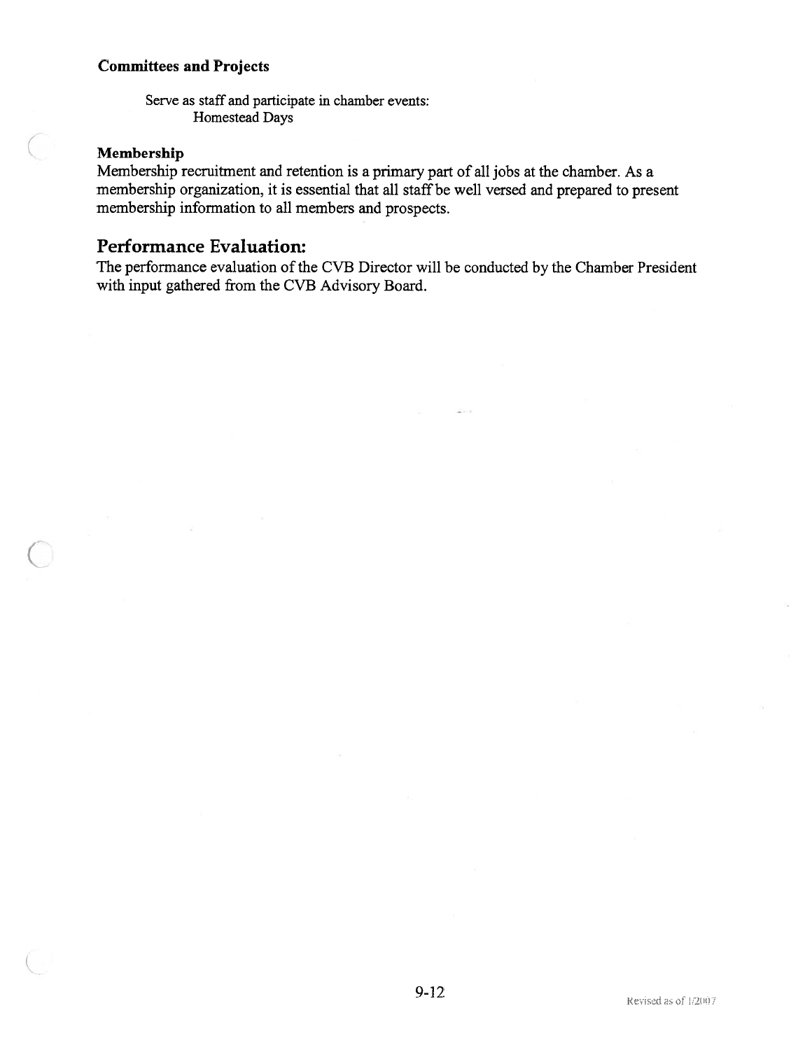**Committees and Projects**

Serve as staff and participate in chamber events:
Homestead Days

**Membership**

Membership recruitment and retention is a primary part of all jobs at the chamber. As a membership organization, it is essential that all staff be well versed and prepared to present membership information to all members and prospects.

## Performance Evaluation:

The performance evaluation of the CVB Director will be conducted by the Chamber President with input gathered from the CVB Advisory Board.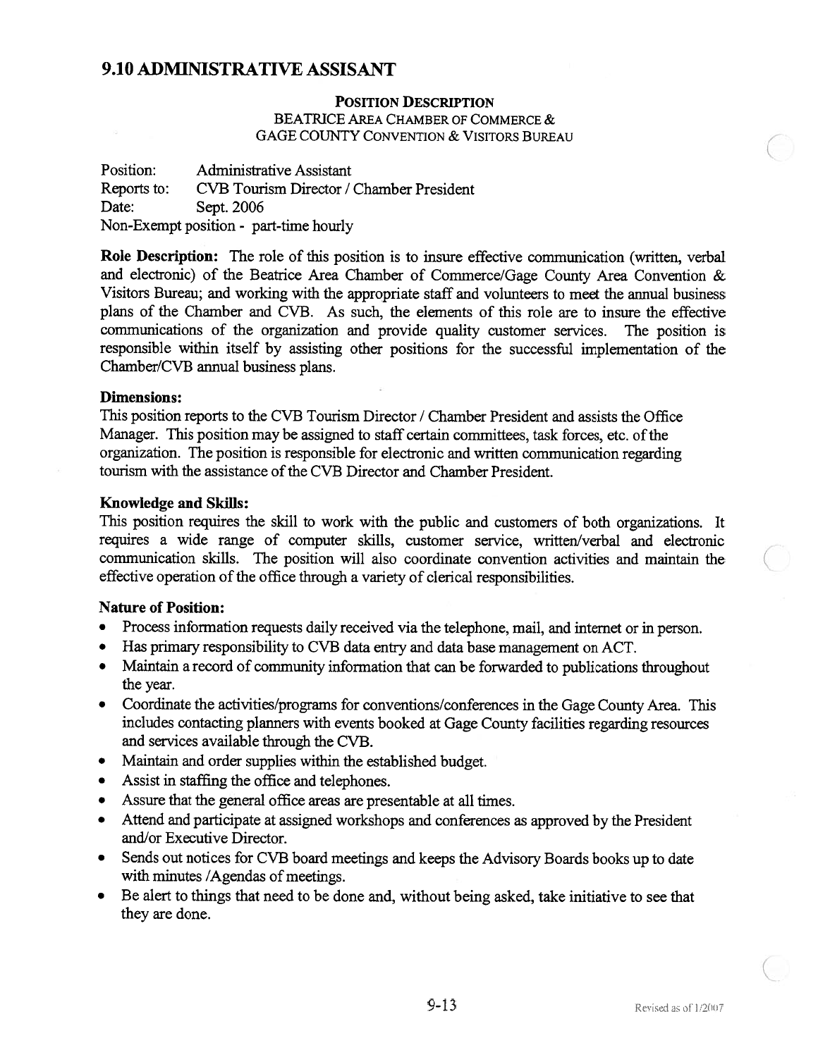## 9.10 ADMINISTRATIVE ASSISANT

**POSITION DESCRIPTION**
BEATRICE AREA CHAMBER OF COMMERCE &
GAGE COUNTY CONVENTION & VISITORS BUREAU

Position: Administrative Assistant
Reports to: CVB Tourism Director / Chamber President
Date: Sept. 2006
Non-Exempt position - part-time hourly

**Role Description:** The role of this position is to insure effective communication (written, verbal and electronic) of the Beatrice Area Chamber of Commerce/Gage County Area Convention & Visitors Bureau; and working with the appropriate staff and volunteers to meet the annual business plans of the Chamber and CVB. As such, the elements of this role are to insure the effective communications of the organization and provide quality customer services. The position is responsible within itself by assisting other positions for the successful implementation of the Chamber/CVB annual business plans.

**Dimensions:**
This position reports to the CVB Tourism Director / Chamber President and assists the Office Manager. This position may be assigned to staff certain committees, task forces, etc. of the organization. The position is responsible for electronic and written communication regarding tourism with the assistance of the CVB Director and Chamber President.

**Knowledge and Skills:**
This position requires the skill to work with the public and customers of both organizations. It requires a wide range of computer skills, customer service, written/verbal and electronic communication skills. The position will also coordinate convention activities and maintain the effective operation of the office through a variety of clerical responsibilities.

**Nature of Position:**

- Process information requests daily received via the telephone, mail, and internet or in person.
- Has primary responsibility to CVB data entry and data base management on ACT.
- Maintain a record of community information that can be forwarded to publications throughout the year.
- Coordinate the activities/programs for conventions/conferences in the Gage County Area. This includes contacting planners with events booked at Gage County facilities regarding resources and services available through the CVB.
- Maintain and order supplies within the established budget.
- Assist in staffing the office and telephones.
- Assure that the general office areas are presentable at all times.
- Attend and participate at assigned workshops and conferences as approved by the President and/or Executive Director.
- Sends out notices for CVB board meetings and keeps the Advisory Boards books up to date with minutes /Agendas of meetings.
- Be alert to things that need to be done and, without being asked, take initiative to see that they are done.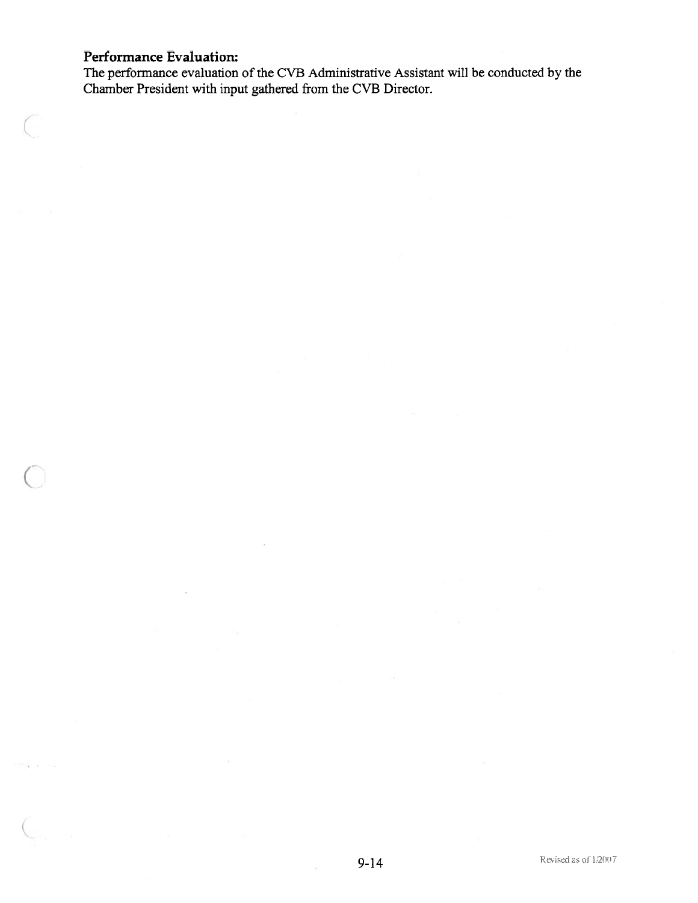**Performance Evaluation:**

The performance evaluation of the CVB Administrative Assistant will be conducted by the Chamber President with input gathered from the CVB Director.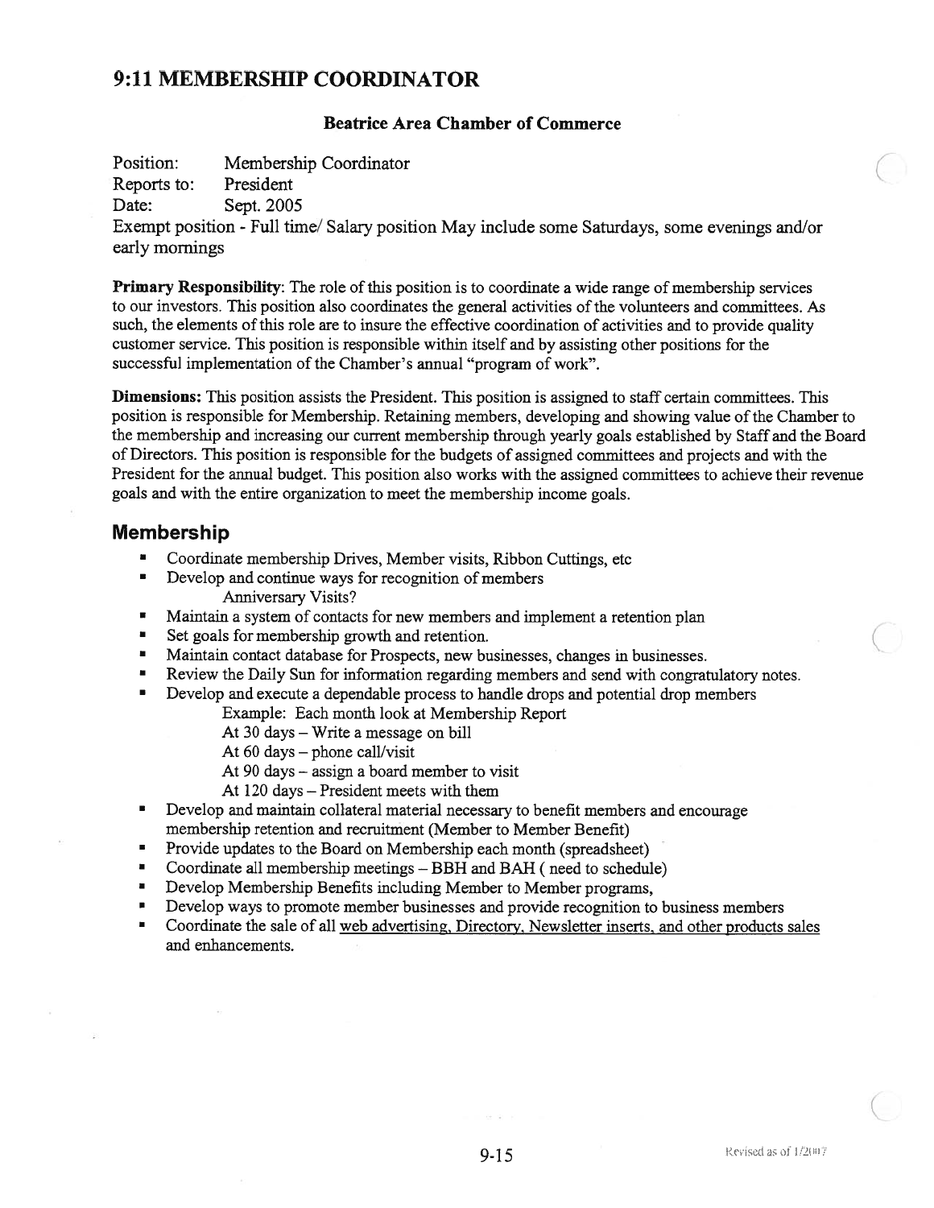## 9:11 MEMBERSHIP COORDINATOR

### Beatrice Area Chamber of Commerce

Position: Membership Coordinator
Reports to: President
Date: Sept. 2005
Exempt position - Full time/ Salary position May include some Saturdays, some evenings and/or early mornings

**Primary Responsibility**: The role of this position is to coordinate a wide range of membership services to our investors. This position also coordinates the general activities of the volunteers and committees. As such, the elements of this role are to insure the effective coordination of activities and to provide quality customer service. This position is responsible within itself and by assisting other positions for the successful implementation of the Chamber's annual "program of work".

**Dimensions:** This position assists the President. This position is assigned to staff certain committees. This position is responsible for Membership. Retaining members, developing and showing value of the Chamber to the membership and increasing our current membership through yearly goals established by Staff and the Board of Directors. This position is responsible for the budgets of assigned committees and projects and with the President for the annual budget. This position also works with the assigned committees to achieve their revenue goals and with the entire organization to meet the membership income goals.

## Membership

- Coordinate membership Drives, Member visits, Ribbon Cuttings, etc
- Develop and continue ways for recognition of members
  Anniversary Visits?
- Maintain a system of contacts for new members and implement a retention plan
- Set goals for membership growth and retention.
- Maintain contact database for Prospects, new businesses, changes in businesses.
- Review the Daily Sun for information regarding members and send with congratulatory notes.
- Develop and execute a dependable process to handle drops and potential drop members
  Example: Each month look at Membership Report
  At 30 days – Write a message on bill
  At 60 days – phone call/visit
  At 90 days – assign a board member to visit
  At 120 days – President meets with them
- Develop and maintain collateral material necessary to benefit members and encourage membership retention and recruitment (Member to Member Benefit)
- Provide updates to the Board on Membership each month (spreadsheet)
- Coordinate all membership meetings – BBH and BAH ( need to schedule)
- Develop Membership Benefits including Member to Member programs,
- Develop ways to promote member businesses and provide recognition to business members
- Coordinate the sale of all <u>web advertising, Directory, Newsletter inserts, and other products sales</u> and enhancements.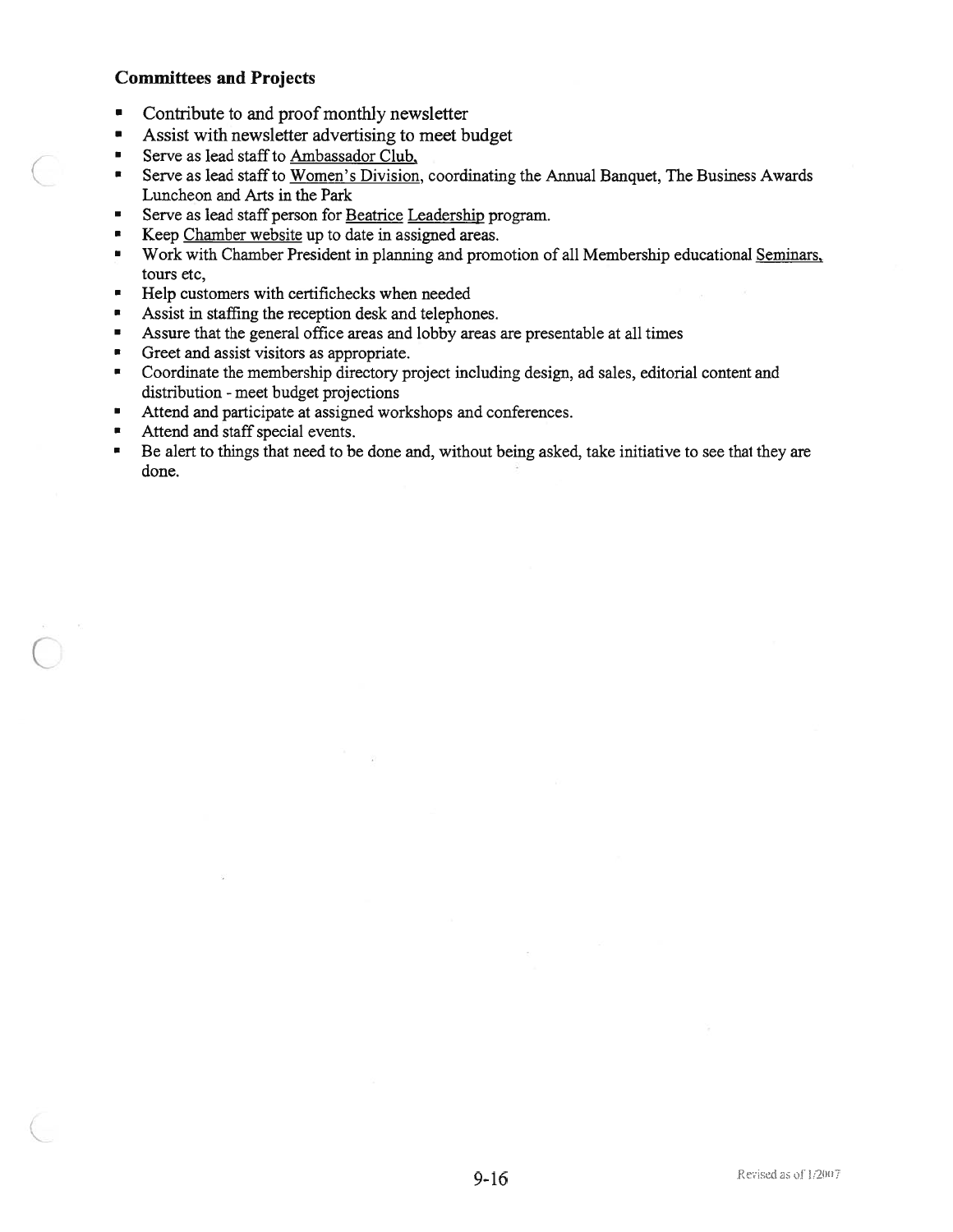### Committees and Projects

- Contribute to and proof monthly newsletter
- Assist with newsletter advertising to meet budget
- Serve as lead staff to Ambassador Club.
- Serve as lead staff to Women's Division, coordinating the Annual Banquet, The Business Awards Luncheon and Arts in the Park
- Serve as lead staff person for Beatrice Leadership program.
- Keep Chamber website up to date in assigned areas.
- Work with Chamber President in planning and promotion of all Membership educational Seminars, tours etc,
- Help customers with certifichecks when needed
- Assist in staffing the reception desk and telephones.
- Assure that the general office areas and lobby areas are presentable at all times
- Greet and assist visitors as appropriate.
- Coordinate the membership directory project including design, ad sales, editorial content and distribution - meet budget projections
- Attend and participate at assigned workshops and conferences.
- Attend and staff special events.
- Be alert to things that need to be done and, without being asked, take initiative to see that they are done.

Revised as of 1/2007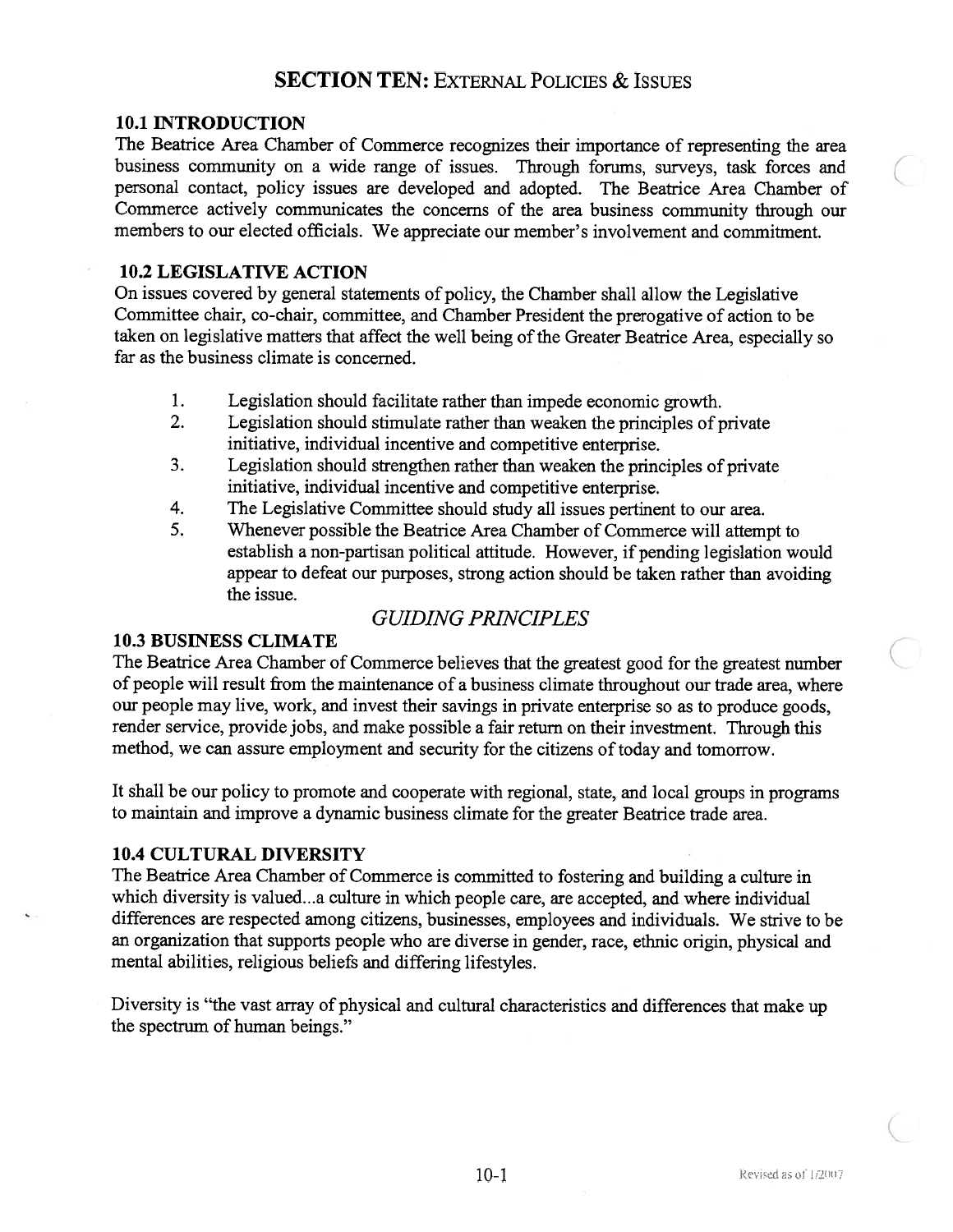## SECTION TEN: External Policies & Issues

### 10.1 INTRODUCTION

The Beatrice Area Chamber of Commerce recognizes their importance of representing the area business community on a wide range of issues. Through forums, surveys, task forces and personal contact, policy issues are developed and adopted. The Beatrice Area Chamber of Commerce actively communicates the concerns of the area business community through our members to our elected officials. We appreciate our member's involvement and commitment.

### 10.2 LEGISLATIVE ACTION

On issues covered by general statements of policy, the Chamber shall allow the Legislative Committee chair, co-chair, committee, and Chamber President the prerogative of action to be taken on legislative matters that affect the well being of the Greater Beatrice Area, especially so far as the business climate is concerned.

1. Legislation should facilitate rather than impede economic growth.
2. Legislation should stimulate rather than weaken the principles of private initiative, individual incentive and competitive enterprise.
3. Legislation should strengthen rather than weaken the principles of private initiative, individual incentive and competitive enterprise.
4. The Legislative Committee should study all issues pertinent to our area.
5. Whenever possible the Beatrice Area Chamber of Commerce will attempt to establish a non-partisan political attitude. However, if pending legislation would appear to defeat our purposes, strong action should be taken rather than avoiding the issue.

*GUIDING PRINCIPLES*

### 10.3 BUSINESS CLIMATE

The Beatrice Area Chamber of Commerce believes that the greatest good for the greatest number of people will result from the maintenance of a business climate throughout our trade area, where our people may live, work, and invest their savings in private enterprise so as to produce goods, render service, provide jobs, and make possible a fair return on their investment. Through this method, we can assure employment and security for the citizens of today and tomorrow.

It shall be our policy to promote and cooperate with regional, state, and local groups in programs to maintain and improve a dynamic business climate for the greater Beatrice trade area.

### 10.4 CULTURAL DIVERSITY

The Beatrice Area Chamber of Commerce is committed to fostering and building a culture in which diversity is valued...a culture in which people care, are accepted, and where individual differences are respected among citizens, businesses, employees and individuals. We strive to be an organization that supports people who are diverse in gender, race, ethnic origin, physical and mental abilities, religious beliefs and differing lifestyles.

Diversity is "the vast array of physical and cultural characteristics and differences that make up the spectrum of human beings."

Revised as of 1/2007